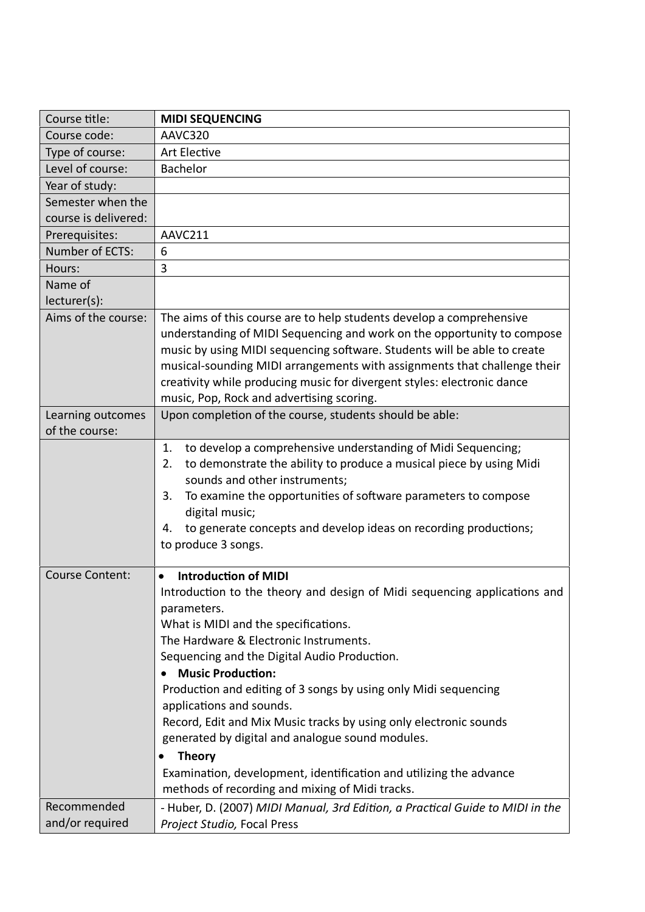| Course title: | **MIDI SEQUENCING** |
| --- | --- |
| Course code: | AAVC320 |
| Type of course: | Art Elective |
| Level of course: | Bachelor |
| Year of study: | |
| Semester when the course is delivered: | |
| Prerequisites: | AAVC211 |
| Number of ECTS: | 6 |
| Hours: | 3 |
| Name of lecturer(s): | |
| Aims of the course: | The aims of this course are to help students develop a comprehensive understanding of MIDI Sequencing and work on the opportunity to compose music by using MIDI sequencing software. Students will be able to create musical-sounding MIDI arrangements with assignments that challenge their creativity while producing music for divergent styles: electronic dance music, Pop, Rock and advertising scoring. |
| Learning outcomes of the course: | Upon completion of the course, students should be able: |
| | 1. to develop a comprehensive understanding of Midi Sequencing;<br>2. to demonstrate the ability to produce a musical piece by using Midi sounds and other instruments;<br>3. To examine the opportunities of software parameters to compose digital music;<br>4. to generate concepts and develop ideas on recording productions;<br>to produce 3 songs. |
| Course Content: | • **Introduction of MIDI**<br>Introduction to the theory and design of Midi sequencing applications and parameters.<br>What is MIDI and the specifications.<br>The Hardware & Electronic Instruments.<br>Sequencing and the Digital Audio Production.<br>• **Music Production:**<br>Production and editing of 3 songs by using only Midi sequencing applications and sounds.<br>Record, Edit and Mix Music tracks by using only electronic sounds generated by digital and analogue sound modules.<br>• **Theory**<br>Examination, development, identification and utilizing the advance methods of recording and mixing of Midi tracks. |
| Recommended and/or required | - Huber, D. (2007) *MIDI Manual, 3rd Edition, a Practical Guide to MIDI in the Project Studio,* Focal Press |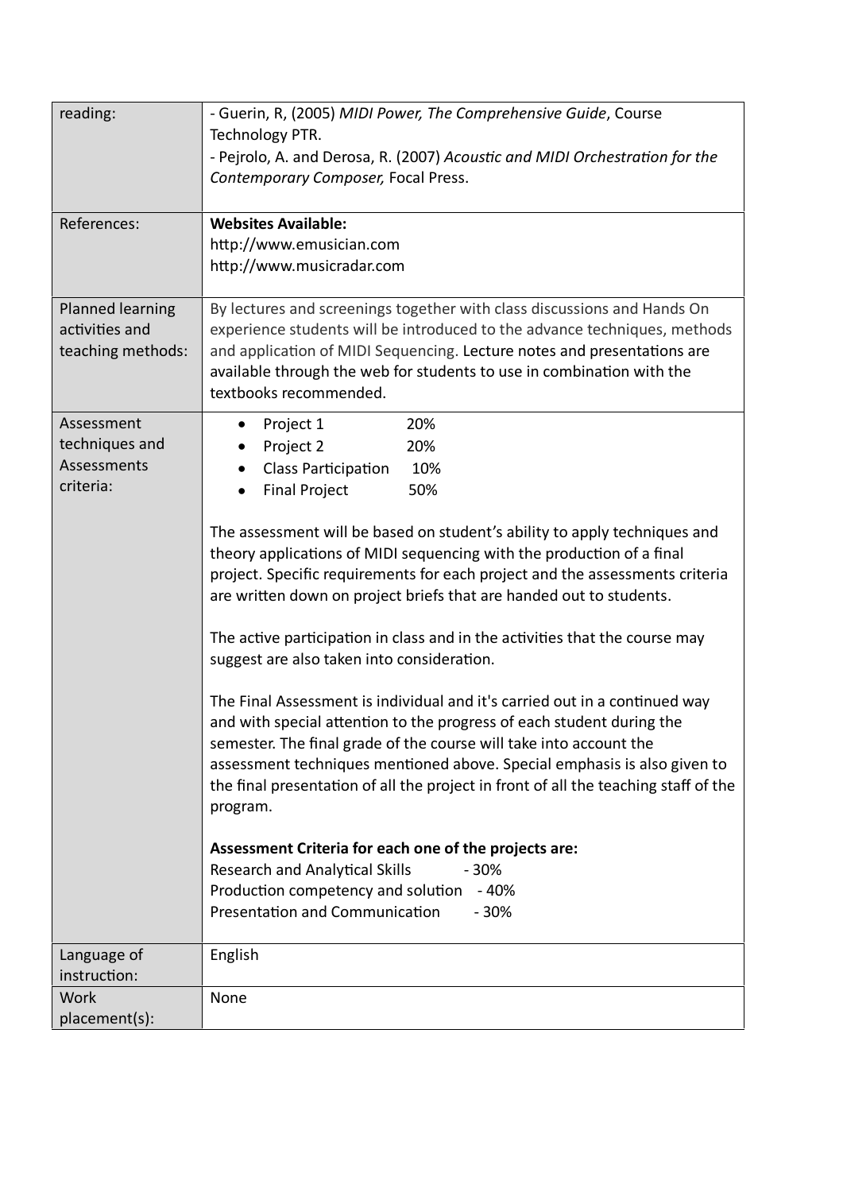| | |
|---|---|
| reading: | - Guerin, R, (2005) *MIDI Power, The Comprehensive Guide*, Course Technology PTR.<br>- Pejrolo, A. and Derosa, R. (2007) *Acoustic and MIDI Orchestration for the Contemporary Composer,* Focal Press. |
| References: | **Websites Available:**<br>http://www.emusician.com<br>http://www.musicradar.com |
| Planned learning activities and teaching methods: | By lectures and screenings together with class discussions and Hands On experience students will be introduced to the advance techniques, methods and application of MIDI Sequencing. Lecture notes and presentations are available through the web for students to use in combination with the textbooks recommended. |
| Assessment techniques and Assessments criteria: | • Project 1 20%<br>• Project 2 20%<br>• Class Participation 10%<br>• Final Project 50%<br><br>The assessment will be based on student's ability to apply techniques and theory applications of MIDI sequencing with the production of a final project. Specific requirements for each project and the assessments criteria are written down on project briefs that are handed out to students.<br><br>The active participation in class and in the activities that the course may suggest are also taken into consideration.<br><br>The Final Assessment is individual and it's carried out in a continued way and with special attention to the progress of each student during the semester. The final grade of the course will take into account the assessment techniques mentioned above. Special emphasis is also given to the final presentation of all the project in front of all the teaching staff of the program.<br><br>**Assessment Criteria for each one of the projects are:**<br>Research and Analytical Skills - 30%<br>Production competency and solution - 40%<br>Presentation and Communication - 30% |
| Language of instruction: | English |
| Work placement(s): | None |